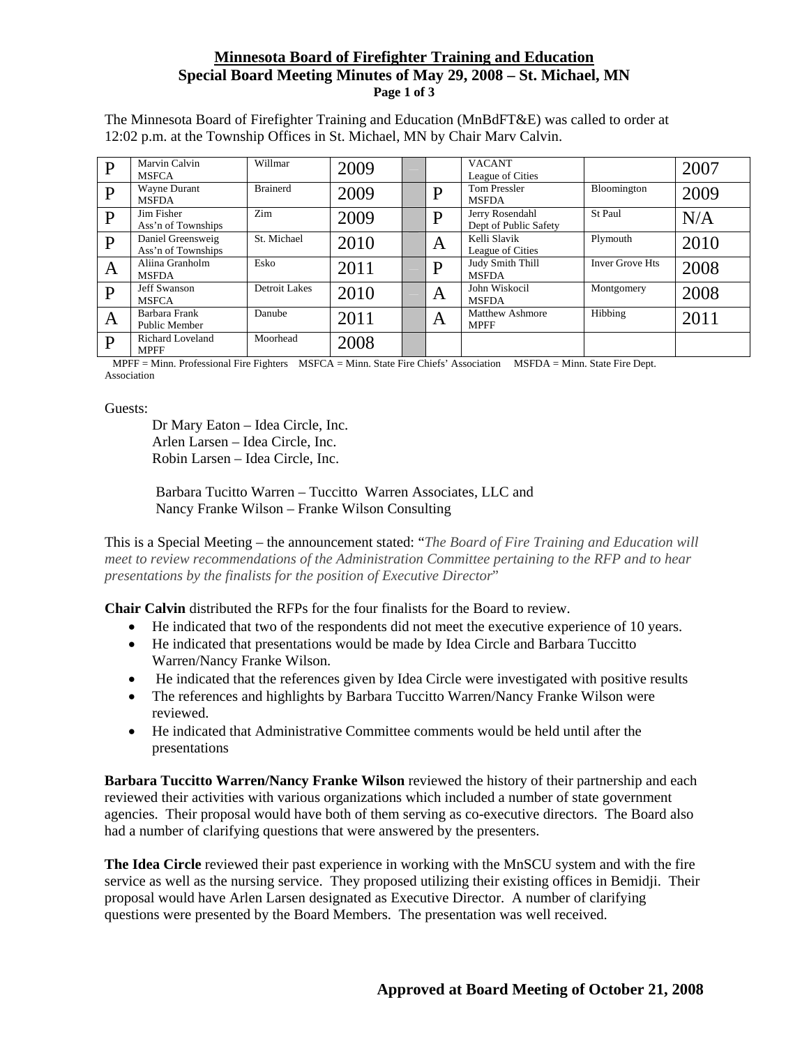# Minnesota Board of Firefighter Training and Education

## Special Board Meeting Minutes of May 29, 2008 – St. Michael, MN

The Minnesota Board of Firefighter Training and Education (MnBdFT&E) was called to order at 12:02 p.m. at the Township Offices in St. Michael, MN by Chair Marv Calvin.

| | | | | | | | | |
|---|---|---|---|---|---|---|---|---|
| P | Marvin Calvin MSFCA | Willmar | 2009 | | | VACANT League of Cities | | 2007 |
| P | Wayne Durant MSFDA | Brainerd | 2009 | | P | Tom Pressler MSFDA | Bloomington | 2009 |
| P | Jim Fisher Ass'n of Townships | Zim | 2009 | | P | Jerry Rosendahl Dept of Public Safety | St Paul | N/A |
| P | Daniel Greensweig Ass'n of Townships | St. Michael | 2010 | | A | Kelli Slavik League of Cities | Plymouth | 2010 |
| A | Aliina Granholm MSFDA | Esko | 2011 | | P | Judy Smith Thill MSFDA | Inver Grove Hts | 2008 |
| P | Jeff Swanson MSFCA | Detroit Lakes | 2010 | | A | John Wiskocil MSFDA | Montgomery | 2008 |
| A | Barbara Frank Public Member | Danube | 2011 | | A | Matthew Ashmore MPFF | Hibbing | 2011 |
| P | Richard Loveland MPFF | Moorhead | 2008 | | | | | |

MPFF = Minn. Professional Fire Fighters MSFCA = Minn. State Fire Chiefs' Association MSFDA = Minn. State Fire Dept. Association

Guests:

Dr Mary Eaton – Idea Circle, Inc.
Arlen Larsen – Idea Circle, Inc.
Robin Larsen – Idea Circle, Inc.

Barbara Tucitto Warren – Tuccitto Warren Associates, LLC and
Nancy Franke Wilson – Franke Wilson Consulting

This is a Special Meeting – the announcement stated: "*The Board of Fire Training and Education will meet to review recommendations of the Administration Committee pertaining to the RFP and to hear presentations by the finalists for the position of Executive Director*"

**Chair Calvin** distributed the RFPs for the four finalists for the Board to review.

- He indicated that two of the respondents did not meet the executive experience of 10 years.
- He indicated that presentations would be made by Idea Circle and Barbara Tuccitto Warren/Nancy Franke Wilson.
- He indicated that the references given by Idea Circle were investigated with positive results
- The references and highlights by Barbara Tuccitto Warren/Nancy Franke Wilson were reviewed.
- He indicated that Administrative Committee comments would be held until after the presentations

**Barbara Tuccitto Warren/Nancy Franke Wilson** reviewed the history of their partnership and each reviewed their activities with various organizations which included a number of state government agencies. Their proposal would have both of them serving as co-executive directors. The Board also had a number of clarifying questions that were answered by the presenters.

**The Idea Circle** reviewed their past experience in working with the MnSCU system and with the fire service as well as the nursing service. They proposed utilizing their existing offices in Bemidji. Their proposal would have Arlen Larsen designated as Executive Director. A number of clarifying questions were presented by the Board Members. The presentation was well received.

**Approved at Board Meeting of October 21, 2008**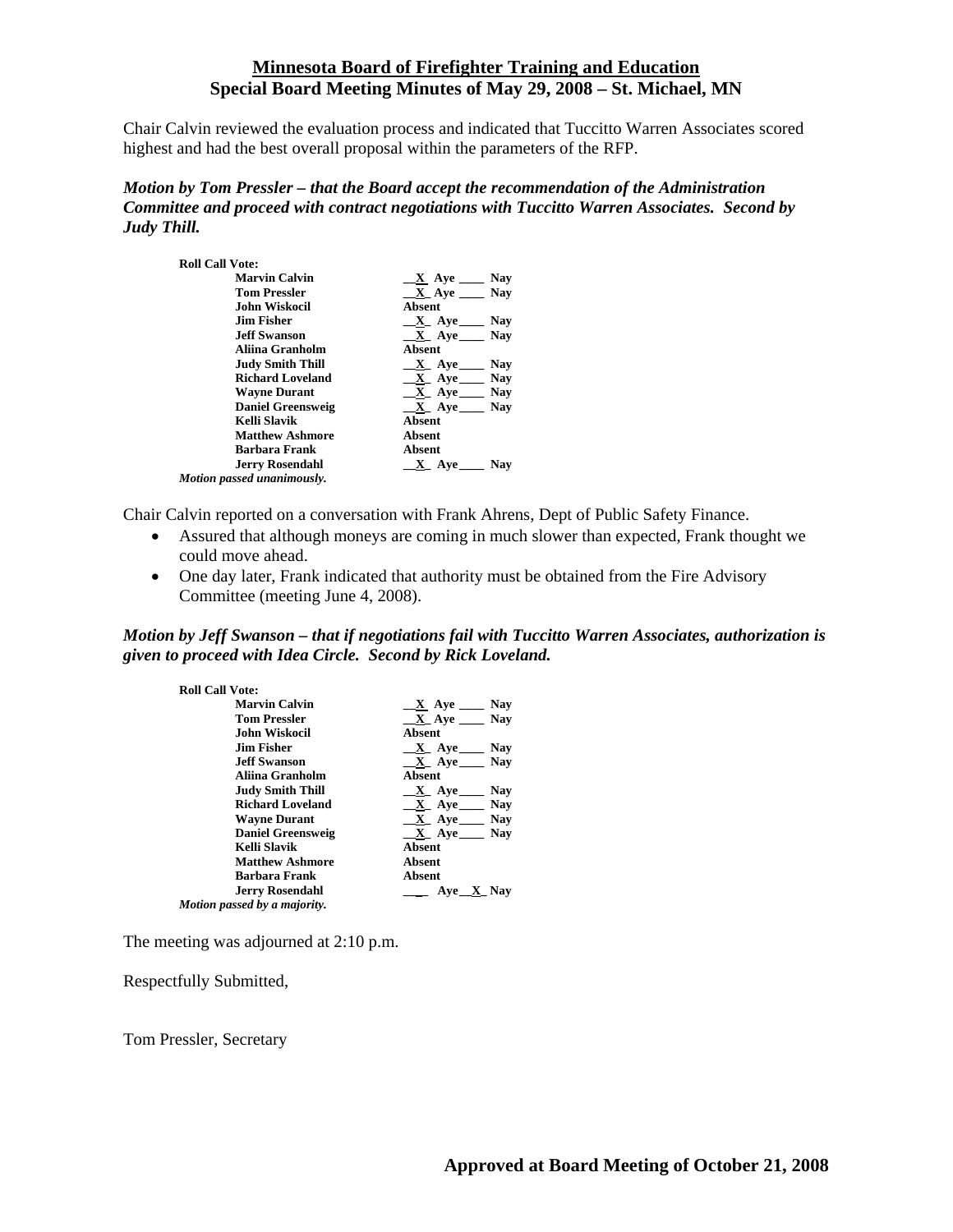**Minnesota Board of Firefighter Training and Education**
**Special Board Meeting Minutes of May 29, 2008 – St. Michael, MN**

Chair Calvin reviewed the evaluation process and indicated that Tuccitto Warren Associates scored highest and had the best overall proposal within the parameters of the RFP.

***Motion by Tom Pressler – that the Board accept the recommendation of the Administration Committee and proceed with contract negotiations with Tuccitto Warren Associates. Second by Judy Thill.***

**Roll Call Vote:**

| | |
|---|---|
| **Marvin Calvin** | __X_ Aye ____ Nay |
| **Tom Pressler** | __X_ Aye ____ Nay |
| **John Wiskocil** | Absent |
| **Jim Fisher** | __X_ Aye____ Nay |
| **Jeff Swanson** | __X_ Aye____ Nay |
| **Aliina Granholm** | Absent |
| **Judy Smith Thill** | __X_ Aye____ Nay |
| **Richard Loveland** | __X_ Aye____ Nay |
| **Wayne Durant** | __X_ Aye____ Nay |
| **Daniel Greensweig** | __X_ Aye____ Nay |
| **Kelli Slavik** | Absent |
| **Matthew Ashmore** | Absent |
| **Barbara Frank** | Absent |
| **Jerry Rosendahl** | __X_ Aye____ Nay |

***Motion passed unanimously.***

Chair Calvin reported on a conversation with Frank Ahrens, Dept of Public Safety Finance.

- Assured that although moneys are coming in much slower than expected, Frank thought we could move ahead.
- One day later, Frank indicated that authority must be obtained from the Fire Advisory Committee (meeting June 4, 2008).

***Motion by Jeff Swanson – that if negotiations fail with Tuccitto Warren Associates, authorization is given to proceed with Idea Circle. Second by Rick Loveland.***

**Roll Call Vote:**

| | |
|---|---|
| **Marvin Calvin** | __X_ Aye ____ Nay |
| **Tom Pressler** | __X_ Aye ____ Nay |
| **John Wiskocil** | Absent |
| **Jim Fisher** | __X_ Aye____ Nay |
| **Jeff Swanson** | __X_ Aye____ Nay |
| **Aliina Granholm** | Absent |
| **Judy Smith Thill** | __X_ Aye____ Nay |
| **Richard Loveland** | __X_ Aye____ Nay |
| **Wayne Durant** | __X_ Aye____ Nay |
| **Daniel Greensweig** | __X_ Aye____ Nay |
| **Kelli Slavik** | Absent |
| **Matthew Ashmore** | Absent |
| **Barbara Frank** | Absent |
| **Jerry Rosendahl** | ____ Aye__X_ Nay |

***Motion passed by a majority.***

The meeting was adjourned at 2:10 p.m.

Respectfully Submitted,

Tom Pressler, Secretary

**Approved at Board Meeting of October 21, 2008**